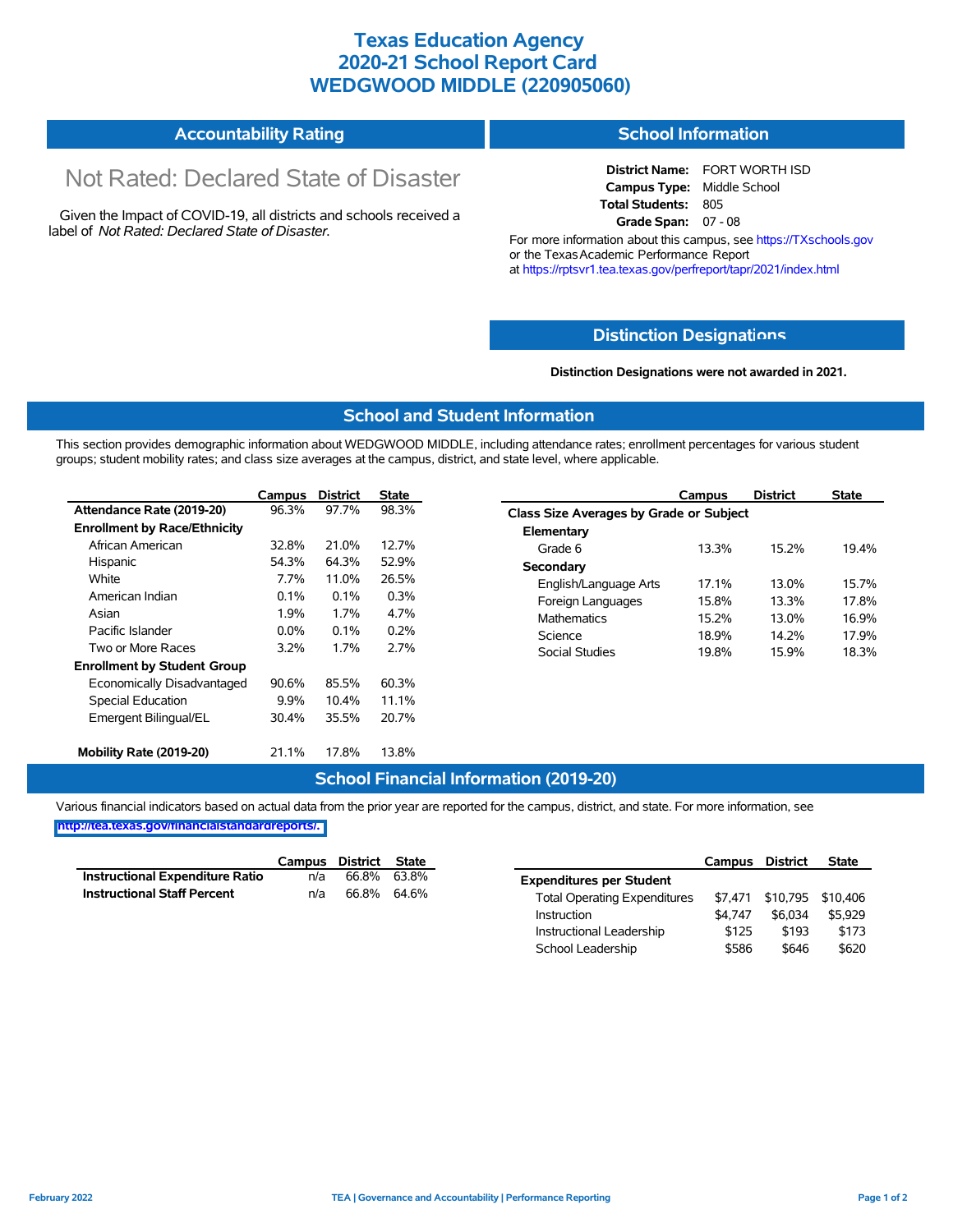# Texas Education Agency
# 2020-21 School Report Card
# WEDGWOOD MIDDLE (220905060)

## Accountability Rating

Not Rated: Declared State of Disaster

Given the Impact of COVID-19, all districts and schools received a label of *Not Rated: Declared State of Disaster*.

## School Information

**District Name:** FORT WORTH ISD
**Campus Type:** Middle School
**Total Students:** 805
**Grade Span:** 07 - 08

For more information about this campus, see https://TXschools.gov or the Texas Academic Performance Report at https://rptsvr1.tea.texas.gov/perfreport/tapr/2021/index.html

## Distinction Designations

**Distinction Designations were not awarded in 2021.**

## School and Student Information

This section provides demographic information about WEDGWOOD MIDDLE, including attendance rates; enrollment percentages for various student groups; student mobility rates; and class size averages at the campus, district, and state level, where applicable.

| | Campus | District | State |
|---|---|---|---|
| **Attendance Rate (2019-20)** | 96.3% | 97.7% | 98.3% |
| **Enrollment by Race/Ethnicity** | | | |
| African American | 32.8% | 21.0% | 12.7% |
| Hispanic | 54.3% | 64.3% | 52.9% |
| White | 7.7% | 11.0% | 26.5% |
| American Indian | 0.1% | 0.1% | 0.3% |
| Asian | 1.9% | 1.7% | 4.7% |
| Pacific Islander | 0.0% | 0.1% | 0.2% |
| Two or More Races | 3.2% | 1.7% | 2.7% |
| **Enrollment by Student Group** | | | |
| Economically Disadvantaged | 90.6% | 85.5% | 60.3% |
| Special Education | 9.9% | 10.4% | 11.1% |
| Emergent Bilingual/EL | 30.4% | 35.5% | 20.7% |
| **Mobility Rate (2019-20)** | 21.1% | 17.8% | 13.8% |

| | Campus | District | State |
|---|---|---|---|
| **Class Size Averages by Grade or Subject** | | | |
| **Elementary** | | | |
| Grade 6 | 13.3% | 15.2% | 19.4% |
| **Secondary** | | | |
| English/Language Arts | 17.1% | 13.0% | 15.7% |
| Foreign Languages | 15.8% | 13.3% | 17.8% |
| Mathematics | 15.2% | 13.0% | 16.9% |
| Science | 18.9% | 14.2% | 17.9% |
| Social Studies | 19.8% | 15.9% | 18.3% |

## School Financial Information (2019-20)

Various financial indicators based on actual data from the prior year are reported for the campus, district, and state. For more information, see http://tea.texas.gov/financialstandardreports/.

| | Campus | District | State |
|---|---|---|---|
| **Instructional Expenditure Ratio** | n/a | 66.8% | 63.8% |
| **Instructional Staff Percent** | n/a | 66.8% | 64.6% |

| | Campus | District | State |
|---|---|---|---|
| **Expenditures per Student** | | | |
| Total Operating Expenditures | $7,471 | $10,795 | $10,406 |
| Instruction | $4,747 | $6,034 | $5,929 |
| Instructional Leadership | $125 | $193 | $173 |
| School Leadership | $586 | $646 | $620 |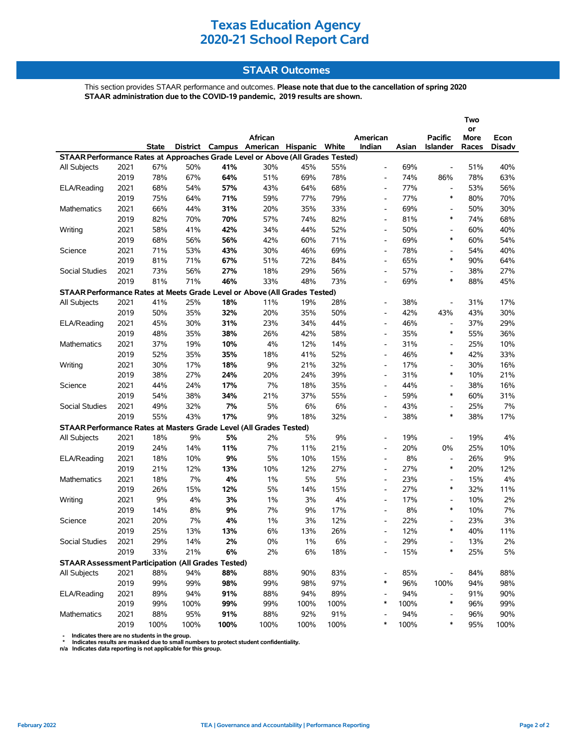# Texas Education Agency
# 2020-21 School Report Card

## STAAR Outcomes

This section provides STAAR performance and outcomes. **Please note that due to the cancellation of spring 2020 STAAR administration due to the COVID-19 pandemic, 2019 results are shown.**

| | | State | District | Campus | African American | Hispanic | White | American Indian | Asian | Pacific Islander | Two or More Races | Econ Disadv |
|---|---|---|---|---|---|---|---|---|---|---|---|---|
| **STAAR Performance Rates at Approaches Grade Level or Above (All Grades Tested)** | | | | | | | | | | | | |
| All Subjects | 2021 | 67% | 50% | **41%** | 30% | 45% | 55% | - | 69% | - | 51% | 40% |
| | 2019 | 78% | 67% | **64%** | 51% | 69% | 78% | - | 74% | 86% | 78% | 63% |
| ELA/Reading | 2021 | 68% | 54% | **57%** | 43% | 64% | 68% | - | 77% | - | 53% | 56% |
| | 2019 | 75% | 64% | **71%** | 59% | 77% | 79% | - | 77% | * | 80% | 70% |
| Mathematics | 2021 | 66% | 44% | **31%** | 20% | 35% | 33% | - | 69% | - | 50% | 30% |
| | 2019 | 82% | 70% | **70%** | 57% | 74% | 82% | - | 81% | * | 74% | 68% |
| Writing | 2021 | 58% | 41% | **42%** | 34% | 44% | 52% | - | 50% | - | 60% | 40% |
| | 2019 | 68% | 56% | **56%** | 42% | 60% | 71% | - | 69% | * | 60% | 54% |
| Science | 2021 | 71% | 53% | **43%** | 30% | 46% | 69% | - | 78% | - | 54% | 40% |
| | 2019 | 81% | 71% | **67%** | 51% | 72% | 84% | - | 65% | * | 90% | 64% |
| Social Studies | 2021 | 73% | 56% | **27%** | 18% | 29% | 56% | - | 57% | - | 38% | 27% |
| | 2019 | 81% | 71% | **46%** | 33% | 48% | 73% | - | 69% | * | 88% | 45% |
| **STAAR Performance Rates at Meets Grade Level or Above (All Grades Tested)** | | | | | | | | | | | | |
| All Subjects | 2021 | 41% | 25% | **18%** | 11% | 19% | 28% | - | 38% | - | 31% | 17% |
| | 2019 | 50% | 35% | **32%** | 20% | 35% | 50% | - | 42% | 43% | 43% | 30% |
| ELA/Reading | 2021 | 45% | 30% | **31%** | 23% | 34% | 44% | - | 46% | - | 37% | 29% |
| | 2019 | 48% | 35% | **38%** | 26% | 42% | 58% | - | 35% | * | 55% | 36% |
| Mathematics | 2021 | 37% | 19% | **10%** | 4% | 12% | 14% | - | 31% | - | 25% | 10% |
| | 2019 | 52% | 35% | **35%** | 18% | 41% | 52% | - | 46% | * | 42% | 33% |
| Writing | 2021 | 30% | 17% | **18%** | 9% | 21% | 32% | - | 17% | - | 30% | 16% |
| | 2019 | 38% | 27% | **24%** | 20% | 24% | 39% | - | 31% | * | 10% | 21% |
| Science | 2021 | 44% | 24% | **17%** | 7% | 18% | 35% | - | 44% | - | 38% | 16% |
| | 2019 | 54% | 38% | **34%** | 21% | 37% | 55% | - | 59% | * | 60% | 31% |
| Social Studies | 2021 | 49% | 32% | **7%** | 5% | 6% | 6% | - | 43% | - | 25% | 7% |
| | 2019 | 55% | 43% | **17%** | 9% | 18% | 32% | - | 38% | * | 38% | 17% |
| **STAAR Performance Rates at Masters Grade Level (All Grades Tested)** | | | | | | | | | | | | |
| All Subjects | 2021 | 18% | 9% | **5%** | 2% | 5% | 9% | - | 19% | - | 19% | 4% |
| | 2019 | 24% | 14% | **11%** | 7% | 11% | 21% | - | 20% | 0% | 25% | 10% |
| ELA/Reading | 2021 | 18% | 10% | **9%** | 5% | 10% | 15% | - | 8% | - | 26% | 9% |
| | 2019 | 21% | 12% | **13%** | 10% | 12% | 27% | - | 27% | * | 20% | 12% |
| Mathematics | 2021 | 18% | 7% | **4%** | 1% | 5% | 5% | - | 23% | - | 15% | 4% |
| | 2019 | 26% | 15% | **12%** | 5% | 14% | 15% | - | 27% | * | 32% | 11% |
| Writing | 2021 | 9% | 4% | **3%** | 1% | 3% | 4% | - | 17% | - | 10% | 2% |
| | 2019 | 14% | 8% | **9%** | 7% | 9% | 17% | - | 8% | * | 10% | 7% |
| Science | 2021 | 20% | 7% | **4%** | 1% | 3% | 12% | - | 22% | - | 23% | 3% |
| | 2019 | 25% | 13% | **13%** | 6% | 13% | 26% | - | 12% | * | 40% | 11% |
| Social Studies | 2021 | 29% | 14% | **2%** | 0% | 1% | 6% | - | 29% | - | 13% | 2% |
| | 2019 | 33% | 21% | **6%** | 2% | 6% | 18% | - | 15% | * | 25% | 5% |
| **STAAR Assessment Participation (All Grades Tested)** | | | | | | | | | | | | |
| All Subjects | 2021 | 88% | 94% | **88%** | 88% | 90% | 83% | - | 85% | - | 84% | 88% |
| | 2019 | 99% | 99% | **98%** | 99% | 98% | 97% | * | 96% | 100% | 94% | 98% |
| ELA/Reading | 2021 | 89% | 94% | **91%** | 88% | 94% | 89% | - | 94% | - | 91% | 90% |
| | 2019 | 99% | 100% | **99%** | 99% | 100% | 100% | * | 100% | * | 96% | 99% |
| Mathematics | 2021 | 88% | 95% | **91%** | 88% | 92% | 91% | - | 94% | - | 96% | 90% |
| | 2019 | 100% | 100% | **100%** | 100% | 100% | 100% | * | 100% | * | 95% | 100% |

- Indicates there are no students in the group.
* Indicates results are masked due to small numbers to protect student confidentiality.
n/a Indicates data reporting is not applicable for this group.